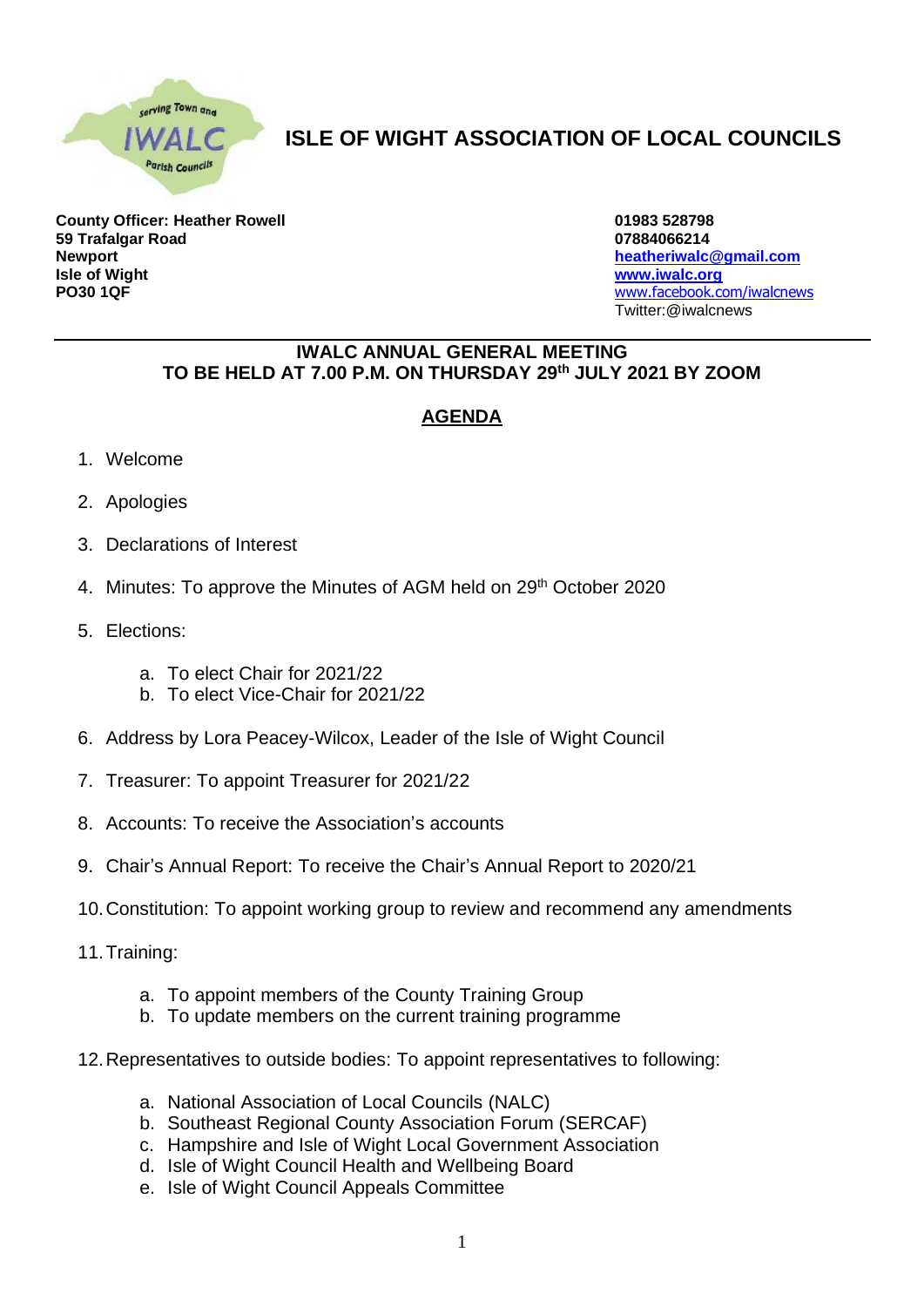# ISLE OF WIGHT ASSOCIATION OF LOCAL COUNCILS

**County Officer: Heather Rowell**
**59 Trafalgar Road**
**Newport**
**Isle of Wight**
**PO30 1QF**

**01983 528798**
**07884066214**
**heatheriwalc@gmail.com**
**www.iwalc.org**
www.facebook.com/iwalcnews
Twitter:@iwalcnews

---

**IWALC ANNUAL GENERAL MEETING**
**TO BE HELD AT 7.00 P.M. ON THURSDAY 29th JULY 2021 BY ZOOM**

## AGENDA

1. Welcome
2. Apologies
3. Declarations of Interest
4. Minutes: To approve the Minutes of AGM held on 29th October 2020
5. Elections:
    a. To elect Chair for 2021/22
    b. To elect Vice-Chair for 2021/22
6. Address by Lora Peacey-Wilcox, Leader of the Isle of Wight Council
7. Treasurer: To appoint Treasurer for 2021/22
8. Accounts: To receive the Association's accounts
9. Chair's Annual Report: To receive the Chair's Annual Report to 2020/21
10. Constitution: To appoint working group to review and recommend any amendments
11. Training:
    a. To appoint members of the County Training Group
    b. To update members on the current training programme
12. Representatives to outside bodies: To appoint representatives to following:
    a. National Association of Local Councils (NALC)
    b. Southeast Regional County Association Forum (SERCAF)
    c. Hampshire and Isle of Wight Local Government Association
    d. Isle of Wight Council Health and Wellbeing Board
    e. Isle of Wight Council Appeals Committee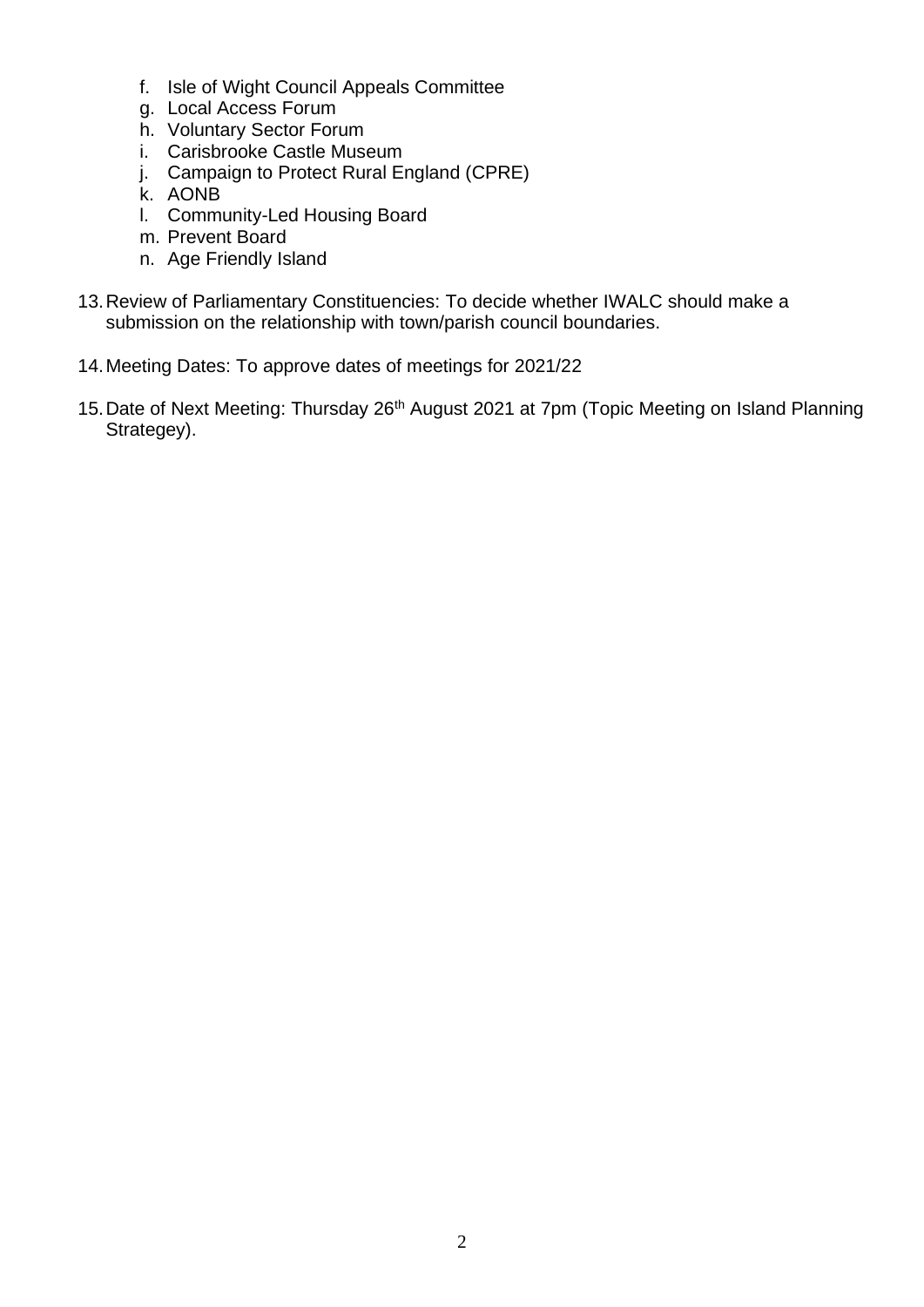f. Isle of Wight Council Appeals Committee
g. Local Access Forum
h. Voluntary Sector Forum
i. Carisbrooke Castle Museum
j. Campaign to Protect Rural England (CPRE)
k. AONB
l. Community-Led Housing Board
m. Prevent Board
n. Age Friendly Island

13. Review of Parliamentary Constituencies: To decide whether IWALC should make a submission on the relationship with town/parish council boundaries.

14. Meeting Dates: To approve dates of meetings for 2021/22

15. Date of Next Meeting: Thursday 26th August 2021 at 7pm (Topic Meeting on Island Planning Strategey).